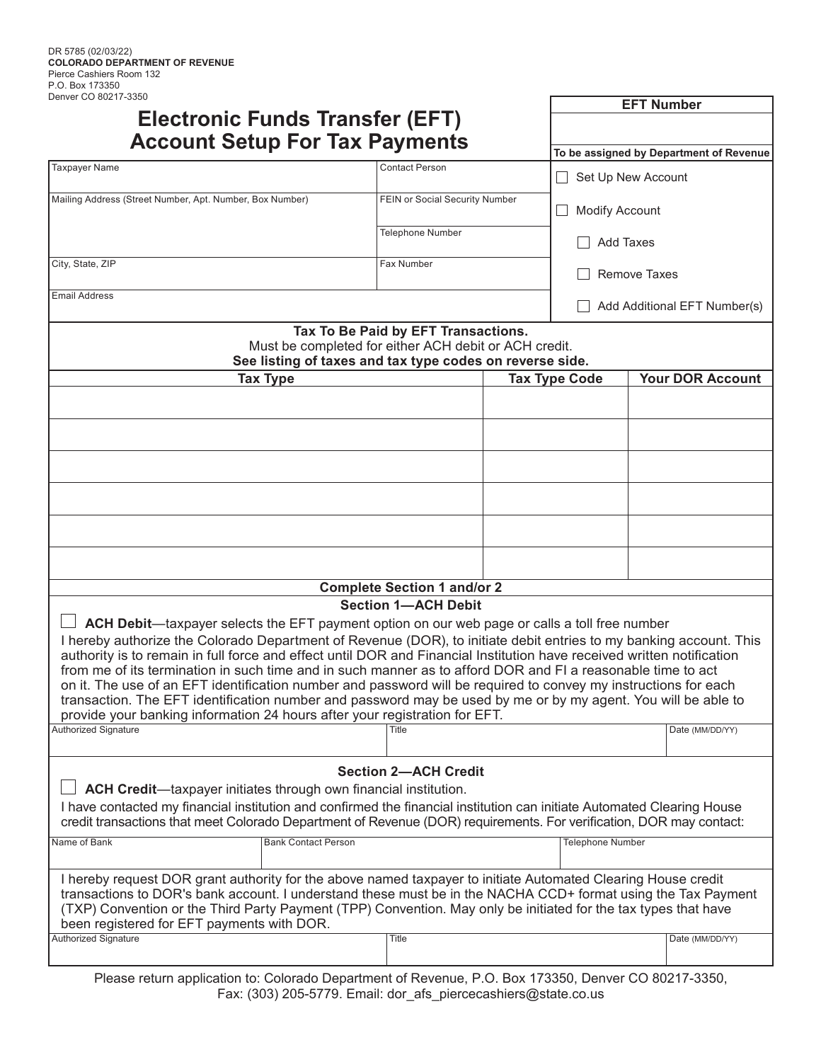DR 5785 (02/03/22)
**COLORADO DEPARTMENT OF REVENUE**
Pierce Cashiers Room 132
P.O. Box 173350
Denver CO 80217-3350

# Electronic Funds Transfer (EFT) Account Setup For Tax Payments

| EFT Number |
|---|
| |
| To be assigned by Department of Revenue |

| Taxpayer Name | Contact Person | ☐ Set Up New Account |
|---|---|---|
| Mailing Address (Street Number, Apt. Number, Box Number) | FEIN or Social Security Number | ☐ Modify Account |
| | Telephone Number | ☐ Add Taxes |
| City, State, ZIP | Fax Number | ☐ Remove Taxes |
| Email Address | | ☐ Add Additional EFT Number(s) |

**Tax To Be Paid by EFT Transactions.**
Must be completed for either ACH debit or ACH credit.
**See listing of taxes and tax type codes on reverse side.**

| Tax Type | Tax Type Code | Your DOR Account |
|---|---|---|
| | | |
| | | |
| | | |
| | | |
| | | |
| | | |

**Complete Section 1 and/or 2**

## Section 1—ACH Debit

☐ **ACH Debit**—taxpayer selects the EFT payment option on our web page or calls a toll free number

I hereby authorize the Colorado Department of Revenue (DOR), to initiate debit entries to my banking account. This authority is to remain in full force and effect until DOR and Financial Institution have received written notification from me of its termination in such time and in such manner as to afford DOR and FI a reasonable time to act on it. The use of an EFT identification number and password will be required to convey my instructions for each transaction. The EFT identification number and password may be used by me or by my agent. You will be able to provide your banking information 24 hours after your registration for EFT.

| Authorized Signature | Title | Date (MM/DD/YY) |
|---|---|---|
| | | |

## Section 2—ACH Credit

☐ **ACH Credit**—taxpayer initiates through own financial institution.

I have contacted my financial institution and confirmed the financial institution can initiate Automated Clearing House credit transactions that meet Colorado Department of Revenue (DOR) requirements. For verification, DOR may contact:

| Name of Bank | Bank Contact Person | Telephone Number |
|---|---|---|
| | | |

I hereby request DOR grant authority for the above named taxpayer to initiate Automated Clearing House credit transactions to DOR's bank account. I understand these must be in the NACHA CCD+ format using the Tax Payment (TXP) Convention or the Third Party Payment (TPP) Convention. May only be initiated for the tax types that have been registered for EFT payments with DOR.

| Authorized Signature | Title | Date (MM/DD/YY) |
|---|---|---|
| | | |

Please return application to: Colorado Department of Revenue, P.O. Box 173350, Denver CO 80217-3350,
Fax: (303) 205-5779. Email: dor_afs_piercecashiers@state.co.us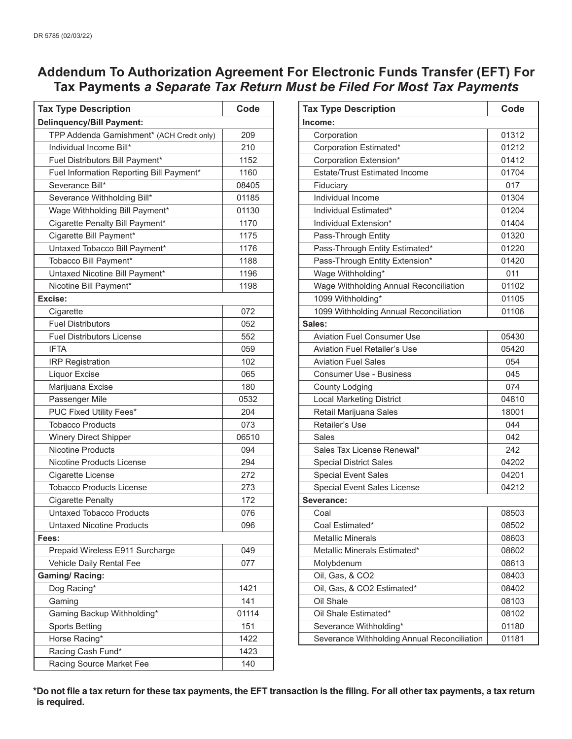DR 5785 (02/03/22)

# Addendum To Authorization Agreement For Electronic Funds Transfer (EFT) For Tax Payments *a Separate Tax Return Must be Filed For Most Tax Payments*

| Tax Type Description | Code |
|---|---|
| **Delinquency/Bill Payment:** | |
| TPP Addenda Garnishment* (ACH Credit only) | 209 |
| Individual Income Bill* | 210 |
| Fuel Distributors Bill Payment* | 1152 |
| Fuel Information Reporting Bill Payment* | 1160 |
| Severance Bill* | 08405 |
| Severance Withholding Bill* | 01185 |
| Wage Withholding Bill Payment* | 01130 |
| Cigarette Penalty Bill Payment* | 1170 |
| Cigarette Bill Payment* | 1175 |
| Untaxed Tobacco Bill Payment* | 1176 |
| Tobacco Bill Payment* | 1188 |
| Untaxed Nicotine Bill Payment* | 1196 |
| Nicotine Bill Payment* | 1198 |
| **Excise:** | |
| Cigarette | 072 |
| Fuel Distributors | 052 |
| Fuel Distributors License | 552 |
| IFTA | 059 |
| IRP Registration | 102 |
| Liquor Excise | 065 |
| Marijuana Excise | 180 |
| Passenger Mile | 0532 |
| PUC Fixed Utility Fees* | 204 |
| Tobacco Products | 073 |
| Winery Direct Shipper | 06510 |
| Nicotine Products | 094 |
| Nicotine Products License | 294 |
| Cigarette License | 272 |
| Tobacco Products License | 273 |
| Cigarette Penalty | 172 |
| Untaxed Tobacco Products | 076 |
| Untaxed Nicotine Products | 096 |
| **Fees:** | |
| Prepaid Wireless E911 Surcharge | 049 |
| Vehicle Daily Rental Fee | 077 |
| **Gaming/ Racing:** | |
| Dog Racing* | 1421 |
| Gaming | 141 |
| Gaming Backup Withholding* | 01114 |
| Sports Betting | 151 |
| Horse Racing* | 1422 |
| Racing Cash Fund* | 1423 |
| Racing Source Market Fee | 140 |

| Tax Type Description | Code |
|---|---|
| **Income:** | |
| Corporation | 01312 |
| Corporation Estimated* | 01212 |
| Corporation Extension* | 01412 |
| Estate/Trust Estimated Income | 01704 |
| Fiduciary | 017 |
| Individual Income | 01304 |
| Individual Estimated* | 01204 |
| Individual Extension* | 01404 |
| Pass-Through Entity | 01320 |
| Pass-Through Entity Estimated* | 01220 |
| Pass-Through Entity Extension* | 01420 |
| Wage Withholding* | 011 |
| Wage Withholding Annual Reconciliation | 01102 |
| 1099 Withholding* | 01105 |
| 1099 Withholding Annual Reconciliation | 01106 |
| **Sales:** | |
| Aviation Fuel Consumer Use | 05430 |
| Aviation Fuel Retailer's Use | 05420 |
| Aviation Fuel Sales | 054 |
| Consumer Use - Business | 045 |
| County Lodging | 074 |
| Local Marketing District | 04810 |
| Retail Marijuana Sales | 18001 |
| Retailer's Use | 044 |
| Sales | 042 |
| Sales Tax License Renewal* | 242 |
| Special District Sales | 04202 |
| Special Event Sales | 04201 |
| Special Event Sales License | 04212 |
| **Severance:** | |
| Coal | 08503 |
| Coal Estimated* | 08502 |
| Metallic Minerals | 08603 |
| Metallic Minerals Estimated* | 08602 |
| Molybdenum | 08613 |
| Oil, Gas, & CO2 | 08403 |
| Oil, Gas, & CO2 Estimated* | 08402 |
| Oil Shale | 08103 |
| Oil Shale Estimated* | 08102 |
| Severance Withholding* | 01180 |
| Severance Withholding Annual Reconciliation | 01181 |

**\*Do not file a tax return for these tax payments, the EFT transaction is the filing. For all other tax payments, a tax return is required.**